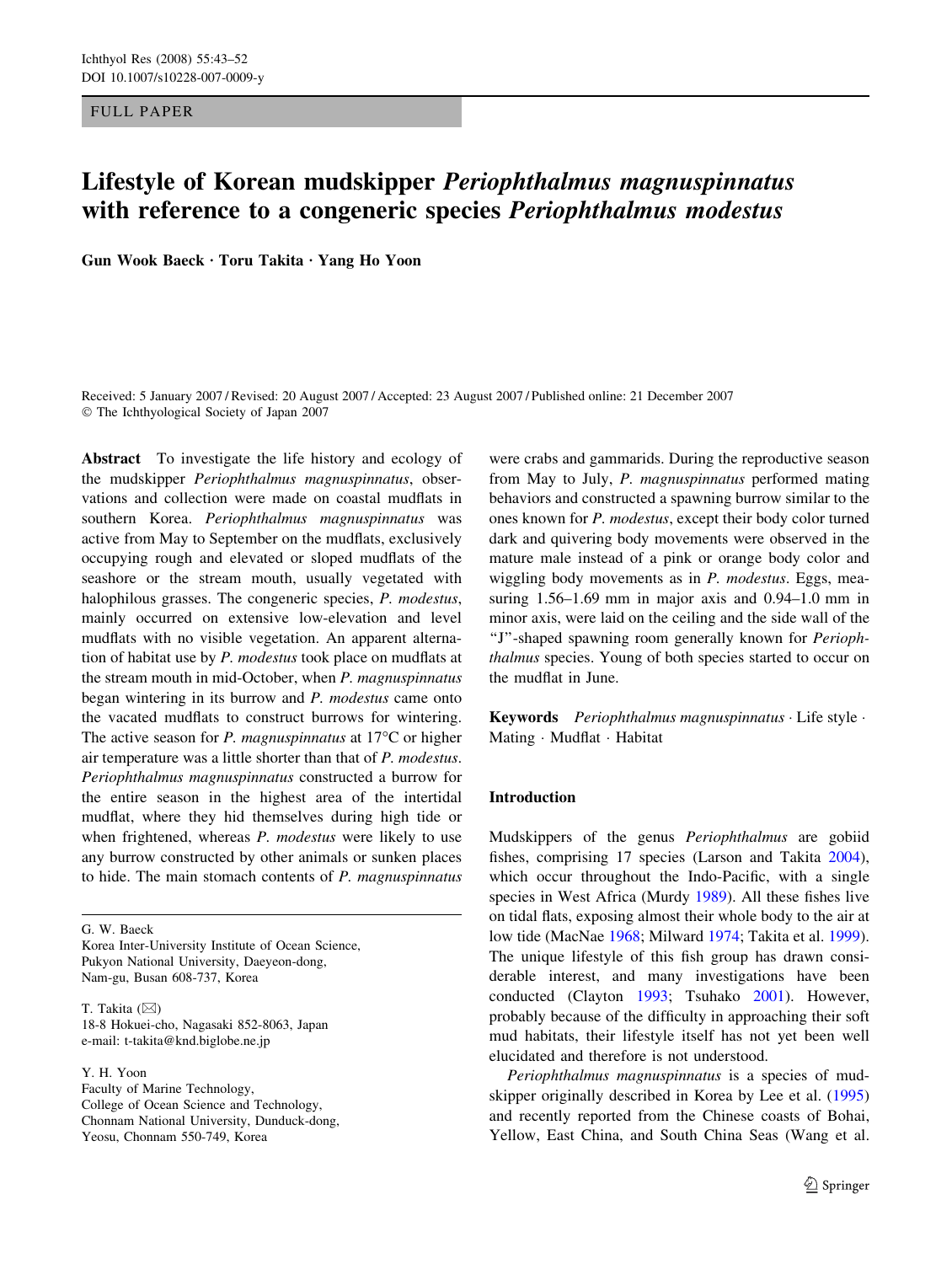FULL PAPER

# Lifestyle of Korean mudskipper *Periophthalmus magnuspinnatus* with reference to a congeneric species *Periophthalmus modestus*

**Gun Wook Baeck · Toru Takita · Yang Ho Yoon**

Received: 5 January 2007 / Revised: 20 August 2007 / Accepted: 23 August 2007 / Published online: 21 December 2007
© The Ichthyological Society of Japan 2007

**Abstract** To investigate the life history and ecology of the mudskipper *Periophthalmus magnuspinnatus*, observations and collection were made on coastal mudflats in southern Korea. *Periophthalmus magnuspinnatus* was active from May to September on the mudflats, exclusively occupying rough and elevated or sloped mudflats of the seashore or the stream mouth, usually vegetated with halophilous grasses. The congeneric species, *P. modestus*, mainly occurred on extensive low-elevation and level mudflats with no visible vegetation. An apparent alternation of habitat use by *P. modestus* took place on mudflats at the stream mouth in mid-October, when *P. magnuspinnatus* began wintering in its burrow and *P. modestus* came onto the vacated mudflats to construct burrows for wintering. The active season for *P. magnuspinnatus* at 17°C or higher air temperature was a little shorter than that of *P. modestus*. *Periophthalmus magnuspinnatus* constructed a burrow for the entire season in the highest area of the intertidal mudflat, where they hid themselves during high tide or when frightened, whereas *P. modestus* were likely to use any burrow constructed by other animals or sunken places to hide. The main stomach contents of *P. magnuspinnatus* were crabs and gammarids. During the reproductive season from May to July, *P. magnuspinnatus* performed mating behaviors and constructed a spawning burrow similar to the ones known for *P. modestus*, except their body color turned dark and quivering body movements were observed in the mature male instead of a pink or orange body color and wiggling body movements as in *P. modestus*. Eggs, measuring 1.56–1.69 mm in major axis and 0.94–1.0 mm in minor axis, were laid on the ceiling and the side wall of the "J"-shaped spawning room generally known for *Periophthalmus* species. Young of both species started to occur on the mudflat in June.

**Keywords** *Periophthalmus magnuspinnatus* · Life style · Mating · Mudflat · Habitat

G. W. Baeck
Korea Inter-University Institute of Ocean Science,
Pukyon National University, Daeyeon-dong,
Nam-gu, Busan 608-737, Korea

T. Takita (✉)
18-8 Hokuei-cho, Nagasaki 852-8063, Japan
e-mail: t-takita@knd.biglobe.ne.jp

Y. H. Yoon
Faculty of Marine Technology,
College of Ocean Science and Technology,
Chonnam National University, Dunduck-dong,
Yeosu, Chonnam 550-749, Korea

## Introduction

Mudskippers of the genus *Periophthalmus* are gobiid fishes, comprising 17 species (Larson and Takita 2004), which occur throughout the Indo-Pacific, with a single species in West Africa (Murdy 1989). All these fishes live on tidal flats, exposing almost their whole body to the air at low tide (MacNae 1968; Milward 1974; Takita et al. 1999). The unique lifestyle of this fish group has drawn considerable interest, and many investigations have been conducted (Clayton 1993; Tsuhako 2001). However, probably because of the difficulty in approaching their soft mud habitats, their lifestyle itself has not yet been well elucidated and therefore is not understood.

*Periophthalmus magnuspinnatus* is a species of mudskipper originally described in Korea by Lee et al. (1995) and recently reported from the Chinese coasts of Bohai, Yellow, East China, and South China Seas (Wang et al.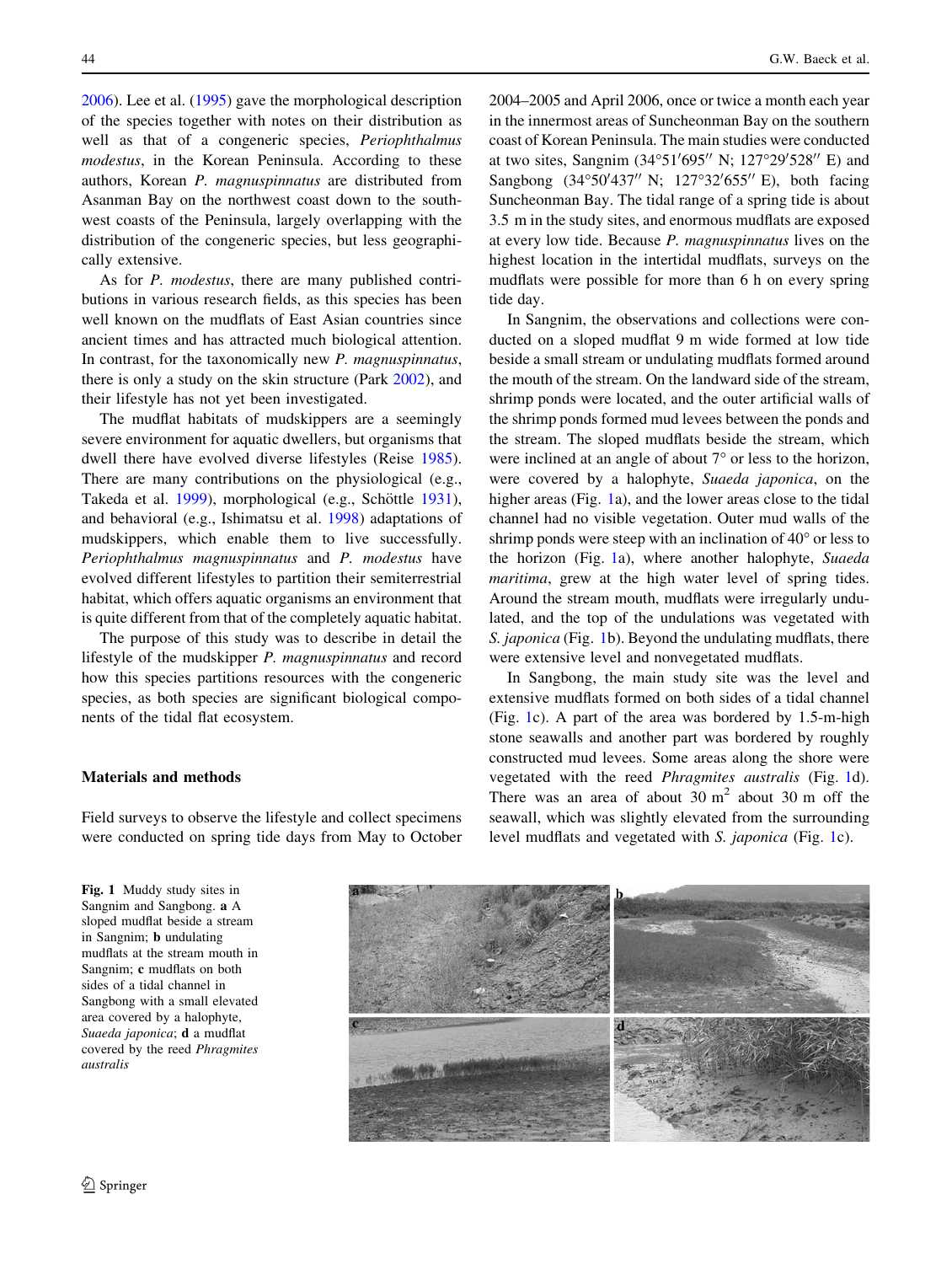2006). Lee et al. (1995) gave the morphological description of the species together with notes on their distribution as well as that of a congeneric species, *Periophthalmus modestus*, in the Korean Peninsula. According to these authors, Korean *P. magnuspinnatus* are distributed from Asanman Bay on the northwest coast down to the southwest coasts of the Peninsula, largely overlapping with the distribution of the congeneric species, but less geographically extensive.

As for *P. modestus*, there are many published contributions in various research fields, as this species has been well known on the mudflats of East Asian countries since ancient times and has attracted much biological attention. In contrast, for the taxonomically new *P. magnuspinnatus*, there is only a study on the skin structure (Park 2002), and their lifestyle has not yet been investigated.

The mudflat habitats of mudskippers are a seemingly severe environment for aquatic dwellers, but organisms that dwell there have evolved diverse lifestyles (Reise 1985). There are many contributions on the physiological (e.g., Takeda et al. 1999), morphological (e.g., Schöttle 1931), and behavioral (e.g., Ishimatsu et al. 1998) adaptations of mudskippers, which enable them to live successfully. *Periophthalmus magnuspinnatus* and *P. modestus* have evolved different lifestyles to partition their semiterrestrial habitat, which offers aquatic organisms an environment that is quite different from that of the completely aquatic habitat.

The purpose of this study was to describe in detail the lifestyle of the mudskipper *P. magnuspinnatus* and record how this species partitions resources with the congeneric species, as both species are significant biological components of the tidal flat ecosystem.

## Materials and methods

Field surveys to observe the lifestyle and collect specimens were conducted on spring tide days from May to October 2004–2005 and April 2006, once or twice a month each year in the innermost areas of Suncheonman Bay on the southern coast of Korean Peninsula. The main studies were conducted at two sites, Sangnim (34°51′695″ N; 127°29′528″ E) and Sangbong (34°50′437″ N; 127°32′655″ E), both facing Suncheonman Bay. The tidal range of a spring tide is about 3.5 m in the study sites, and enormous mudflats are exposed at every low tide. Because *P. magnuspinnatus* lives on the highest location in the intertidal mudflats, surveys on the mudflats were possible for more than 6 h on every spring tide day.

In Sangnim, the observations and collections were conducted on a sloped mudflat 9 m wide formed at low tide beside a small stream or undulating mudflats formed around the mouth of the stream. On the landward side of the stream, shrimp ponds were located, and the outer artificial walls of the shrimp ponds formed mud levees between the ponds and the stream. The sloped mudflats beside the stream, which were inclined at an angle of about 7° or less to the horizon, were covered by a halophyte, *Suaeda japonica*, on the higher areas (Fig. 1a), and the lower areas close to the tidal channel had no visible vegetation. Outer mud walls of the shrimp ponds were steep with an inclination of 40° or less to the horizon (Fig. 1a), where another halophyte, *Suaeda maritima*, grew at the high water level of spring tides. Around the stream mouth, mudflats were irregularly undulated, and the top of the undulations was vegetated with *S. japonica* (Fig. 1b). Beyond the undulating mudflats, there were extensive level and nonvegetated mudflats.

In Sangbong, the main study site was the level and extensive mudflats formed on both sides of a tidal channel (Fig. 1c). A part of the area was bordered by 1.5-m-high stone seawalls and another part was bordered by roughly constructed mud levees. Some areas along the shore were vegetated with the reed *Phragmites australis* (Fig. 1d). There was an area of about 30 m$^2$ about 30 m off the seawall, which was slightly elevated from the surrounding level mudflats and vegetated with *S. japonica* (Fig. 1c).

**Fig. 1** Muddy study sites in Sangnim and Sangbong. **a** A sloped mudflat beside a stream in Sangnim; **b** undulating mudflats at the stream mouth in Sangnim; **c** mudflats on both sides of a tidal channel in Sangbong with a small elevated area covered by a halophyte, *Suaeda japonica*; **d** a mudflat covered by the reed *Phragmites australis*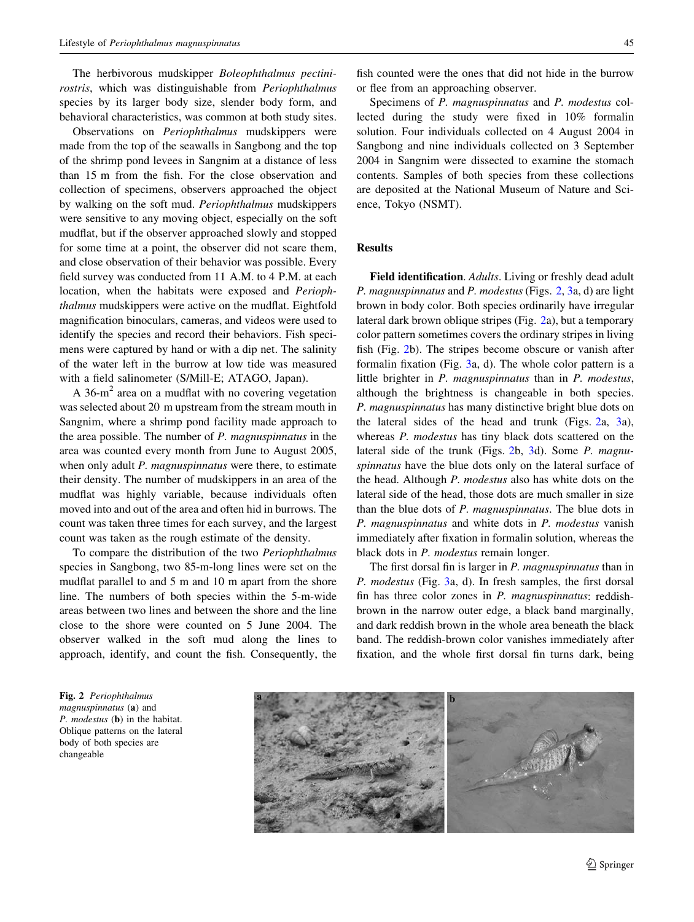The herbivorous mudskipper *Boleophthalmus pectinirostris*, which was distinguishable from *Periophthalmus* species by its larger body size, slender body form, and behavioral characteristics, was common at both study sites.

Observations on *Periophthalmus* mudskippers were made from the top of the seawalls in Sangbong and the top of the shrimp pond levees in Sangnim at a distance of less than 15 m from the fish. For the close observation and collection of specimens, observers approached the object by walking on the soft mud. *Periophthalmus* mudskippers were sensitive to any moving object, especially on the soft mudflat, but if the observer approached slowly and stopped for some time at a point, the observer did not scare them, and close observation of their behavior was possible. Every field survey was conducted from 11 A.M. to 4 P.M. at each location, when the habitats were exposed and *Periophthalmus* mudskippers were active on the mudflat. Eightfold magnification binoculars, cameras, and videos were used to identify the species and record their behaviors. Fish specimens were captured by hand or with a dip net. The salinity of the water left in the burrow at low tide was measured with a field salinometer (S/Mill-E; ATAGO, Japan).

A 36-m$^2$ area on a mudflat with no covering vegetation was selected about 20 m upstream from the stream mouth in Sangnim, where a shrimp pond facility made approach to the area possible. The number of *P. magnuspinnatus* in the area was counted every month from June to August 2005, when only adult *P. magnuspinnatus* were there, to estimate their density. The number of mudskippers in an area of the mudflat was highly variable, because individuals often moved into and out of the area and often hid in burrows. The count was taken three times for each survey, and the largest count was taken as the rough estimate of the density.

To compare the distribution of the two *Periophthalmus* species in Sangbong, two 85-m-long lines were set on the mudflat parallel to and 5 m and 10 m apart from the shore line. The numbers of both species within the 5-m-wide areas between two lines and between the shore and the line close to the shore were counted on 5 June 2004. The observer walked in the soft mud along the lines to approach, identify, and count the fish. Consequently, the fish counted were the ones that did not hide in the burrow or flee from an approaching observer.

Specimens of *P. magnuspinnatus* and *P. modestus* collected during the study were fixed in 10% formalin solution. Four individuals collected on 4 August 2004 in Sangbong and nine individuals collected on 3 September 2004 in Sangnim were dissected to examine the stomach contents. Samples of both species from these collections are deposited at the National Museum of Nature and Science, Tokyo (NSMT).

## Results

**Field identification**. *Adults*. Living or freshly dead adult *P. magnuspinnatus* and *P. modestus* (Figs. 2, 3a, d) are light brown in body color. Both species ordinarily have irregular lateral dark brown oblique stripes (Fig. 2a), but a temporary color pattern sometimes covers the ordinary stripes in living fish (Fig. 2b). The stripes become obscure or vanish after formalin fixation (Fig. 3a, d). The whole color pattern is a little brighter in *P. magnuspinnatus* than in *P. modestus*, although the brightness is changeable in both species. *P. magnuspinnatus* has many distinctive bright blue dots on the lateral sides of the head and trunk (Figs. 2a, 3a), whereas *P. modestus* has tiny black dots scattered on the lateral side of the trunk (Figs. 2b, 3d). Some *P. magnuspinnatus* have the blue dots only on the lateral surface of the head. Although *P. modestus* also has white dots on the lateral side of the head, those dots are much smaller in size than the blue dots of *P. magnuspinnatus*. The blue dots in *P. magnuspinnatus* and white dots in *P. modestus* vanish immediately after fixation in formalin solution, whereas the black dots in *P. modestus* remain longer.

The first dorsal fin is larger in *P. magnuspinnatus* than in *P. modestus* (Fig. 3a, d). In fresh samples, the first dorsal fin has three color zones in *P. magnuspinnatus*: reddish-brown in the narrow outer edge, a black band marginally, and dark reddish brown in the whole area beneath the black band. The reddish-brown color vanishes immediately after fixation, and the whole first dorsal fin turns dark, being

**Fig. 2** *Periophthalmus magnuspinnatus* (**a**) and *P. modestus* (**b**) in the habitat. Oblique patterns on the lateral body of both species are changeable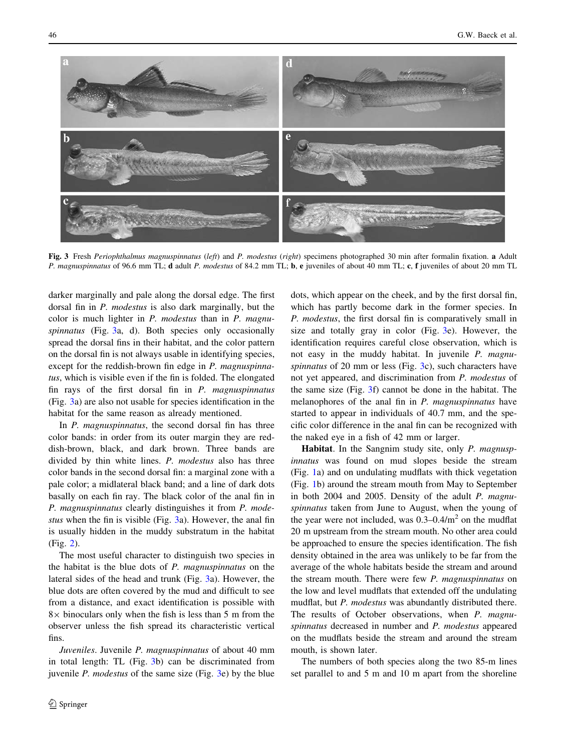**Fig. 3** Fresh *Periophthalmus magnuspinnatus* (*left*) and *P. modestus* (*right*) specimens photographed 30 min after formalin fixation. **a** Adult *P. magnuspinnatus* of 96.6 mm TL; **d** adult *P. modestus* of 84.2 mm TL; **b**, **e** juveniles of about 40 mm TL; **c**, **f** juveniles of about 20 mm TL

darker marginally and pale along the dorsal edge. The first dorsal fin in *P. modestus* is also dark marginally, but the color is much lighter in *P. modestus* than in *P. magnuspinnatus* (Fig. 3a, d). Both species only occasionally spread the dorsal fins in their habitat, and the color pattern on the dorsal fin is not always usable in identifying species, except for the reddish-brown fin edge in *P. magnuspinnatus*, which is visible even if the fin is folded. The elongated fin rays of the first dorsal fin in *P. magnuspinnatus* (Fig. 3a) are also not usable for species identification in the habitat for the same reason as already mentioned.

In *P. magnuspinnatus*, the second dorsal fin has three color bands: in order from its outer margin they are reddish-brown, black, and dark brown. Three bands are divided by thin white lines. *P. modestus* also has three color bands in the second dorsal fin: a marginal zone with a pale color; a midlateral black band; and a line of dark dots basally on each fin ray. The black color of the anal fin in *P. magnuspinnatus* clearly distinguishes it from *P. modestus* when the fin is visible (Fig. 3a). However, the anal fin is usually hidden in the muddy substratum in the habitat (Fig. 2).

The most useful character to distinguish two species in the habitat is the blue dots of *P. magnuspinnatus* on the lateral sides of the head and trunk (Fig. 3a). However, the blue dots are often covered by the mud and difficult to see from a distance, and exact identification is possible with 8× binoculars only when the fish is less than 5 m from the observer unless the fish spread its characteristic vertical fins.

*Juveniles*. Juvenile *P. magnuspinnatus* of about 40 mm in total length: TL (Fig. 3b) can be discriminated from juvenile *P. modestus* of the same size (Fig. 3e) by the blue dots, which appear on the cheek, and by the first dorsal fin, which has partly become dark in the former species. In *P. modestus*, the first dorsal fin is comparatively small in size and totally gray in color (Fig. 3e). However, the identification requires careful close observation, which is not easy in the muddy habitat. In juvenile *P. magnuspinnatus* of 20 mm or less (Fig. 3c), such characters have not yet appeared, and discrimination from *P. modestus* of the same size (Fig. 3f) cannot be done in the habitat. The melanophores of the anal fin in *P. magnuspinnatus* have started to appear in individuals of 40.7 mm, and the specific color difference in the anal fin can be recognized with the naked eye in a fish of 42 mm or larger.

**Habitat**. In the Sangnim study site, only *P. magnuspinnatus* was found on mud slopes beside the stream (Fig. 1a) and on undulating mudflats with thick vegetation (Fig. 1b) around the stream mouth from May to September in both 2004 and 2005. Density of the adult *P. magnuspinnatus* taken from June to August, when the young of the year were not included, was 0.3–0.4/m$^2$ on the mudflat 20 m upstream from the stream mouth. No other area could be approached to ensure the species identification. The fish density obtained in the area was unlikely to be far from the average of the whole habitats beside the stream and around the stream mouth. There were few *P. magnuspinnatus* on the low and level mudflats that extended off the undulating mudflat, but *P. modestus* was abundantly distributed there. The results of October observations, when *P. magnuspinnatus* decreased in number and *P. modestus* appeared on the mudflats beside the stream and around the stream mouth, is shown later.

The numbers of both species along the two 85-m lines set parallel to and 5 m and 10 m apart from the shoreline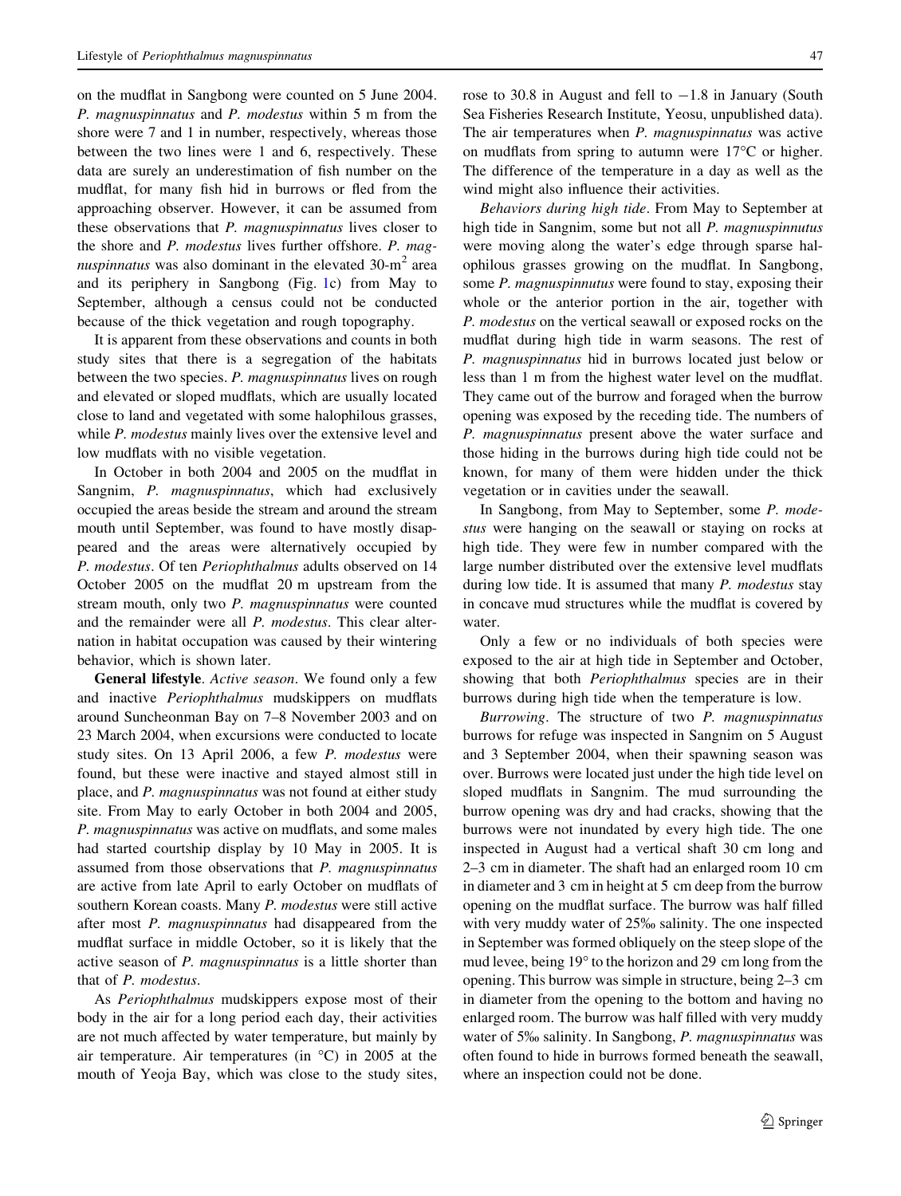on the mudflat in Sangbong were counted on 5 June 2004. *P. magnuspinnatus* and *P. modestus* within 5 m from the shore were 7 and 1 in number, respectively, whereas those between the two lines were 1 and 6, respectively. These data are surely an underestimation of fish number on the mudflat, for many fish hid in burrows or fled from the approaching observer. However, it can be assumed from these observations that *P. magnuspinnatus* lives closer to the shore and *P. modestus* lives further offshore. *P. magnuspinnatus* was also dominant in the elevated 30-m$^2$ area and its periphery in Sangbong (Fig. 1c) from May to September, although a census could not be conducted because of the thick vegetation and rough topography.

It is apparent from these observations and counts in both study sites that there is a segregation of the habitats between the two species. *P. magnuspinnatus* lives on rough and elevated or sloped mudflats, which are usually located close to land and vegetated with some halophilous grasses, while *P. modestus* mainly lives over the extensive level and low mudflats with no visible vegetation.

In October in both 2004 and 2005 on the mudflat in Sangnim, *P. magnuspinnatus*, which had exclusively occupied the areas beside the stream and around the stream mouth until September, was found to have mostly disappeared and the areas were alternatively occupied by *P. modestus*. Of ten *Periophthalmus* adults observed on 14 October 2005 on the mudflat 20 m upstream from the stream mouth, only two *P. magnuspinnatus* were counted and the remainder were all *P. modestus*. This clear alternation in habitat occupation was caused by their wintering behavior, which is shown later.

**General lifestyle**. *Active season*. We found only a few and inactive *Periophthalmus* mudskippers on mudflats around Suncheonman Bay on 7–8 November 2003 and on 23 March 2004, when excursions were conducted to locate study sites. On 13 April 2006, a few *P. modestus* were found, but these were inactive and stayed almost still in place, and *P. magnuspinnatus* was not found at either study site. From May to early October in both 2004 and 2005, *P. magnuspinnatus* was active on mudflats, and some males had started courtship display by 10 May in 2005. It is assumed from those observations that *P. magnuspinnatus* are active from late April to early October on mudflats of southern Korean coasts. Many *P. modestus* were still active after most *P. magnuspinnatus* had disappeared from the mudflat surface in middle October, so it is likely that the active season of *P. magnuspinnatus* is a little shorter than that of *P. modestus*.

As *Periophthalmus* mudskippers expose most of their body in the air for a long period each day, their activities are not much affected by water temperature, but mainly by air temperature. Air temperatures (in °C) in 2005 at the mouth of Yeoja Bay, which was close to the study sites, rose to 30.8 in August and fell to −1.8 in January (South Sea Fisheries Research Institute, Yeosu, unpublished data). The air temperatures when *P. magnuspinnatus* was active on mudflats from spring to autumn were 17°C or higher. The difference of the temperature in a day as well as the wind might also influence their activities.

*Behaviors during high tide*. From May to September at high tide in Sangnim, some but not all *P. magnuspinnutus* were moving along the water's edge through sparse halophilous grasses growing on the mudflat. In Sangbong, some *P. magnuspinnutus* were found to stay, exposing their whole or the anterior portion in the air, together with *P. modestus* on the vertical seawall or exposed rocks on the mudflat during high tide in warm seasons. The rest of *P. magnuspinnatus* hid in burrows located just below or less than 1 m from the highest water level on the mudflat. They came out of the burrow and foraged when the burrow opening was exposed by the receding tide. The numbers of *P. magnuspinnatus* present above the water surface and those hiding in the burrows during high tide could not be known, for many of them were hidden under the thick vegetation or in cavities under the seawall.

In Sangbong, from May to September, some *P. modestus* were hanging on the seawall or staying on rocks at high tide. They were few in number compared with the large number distributed over the extensive level mudflats during low tide. It is assumed that many *P. modestus* stay in concave mud structures while the mudflat is covered by water.

Only a few or no individuals of both species were exposed to the air at high tide in September and October, showing that both *Periophthalmus* species are in their burrows during high tide when the temperature is low.

*Burrowing*. The structure of two *P. magnuspinnatus* burrows for refuge was inspected in Sangnim on 5 August and 3 September 2004, when their spawning season was over. Burrows were located just under the high tide level on sloped mudflats in Sangnim. The mud surrounding the burrow opening was dry and had cracks, showing that the burrows were not inundated by every high tide. The one inspected in August had a vertical shaft 30 cm long and 2–3 cm in diameter. The shaft had an enlarged room 10 cm in diameter and 3 cm in height at 5 cm deep from the burrow opening on the mudflat surface. The burrow was half filled with very muddy water of 25‰ salinity. The one inspected in September was formed obliquely on the steep slope of the mud levee, being 19° to the horizon and 29 cm long from the opening. This burrow was simple in structure, being 2–3 cm in diameter from the opening to the bottom and having no enlarged room. The burrow was half filled with very muddy water of 5‰ salinity. In Sangbong, *P. magnuspinnatus* was often found to hide in burrows formed beneath the seawall, where an inspection could not be done.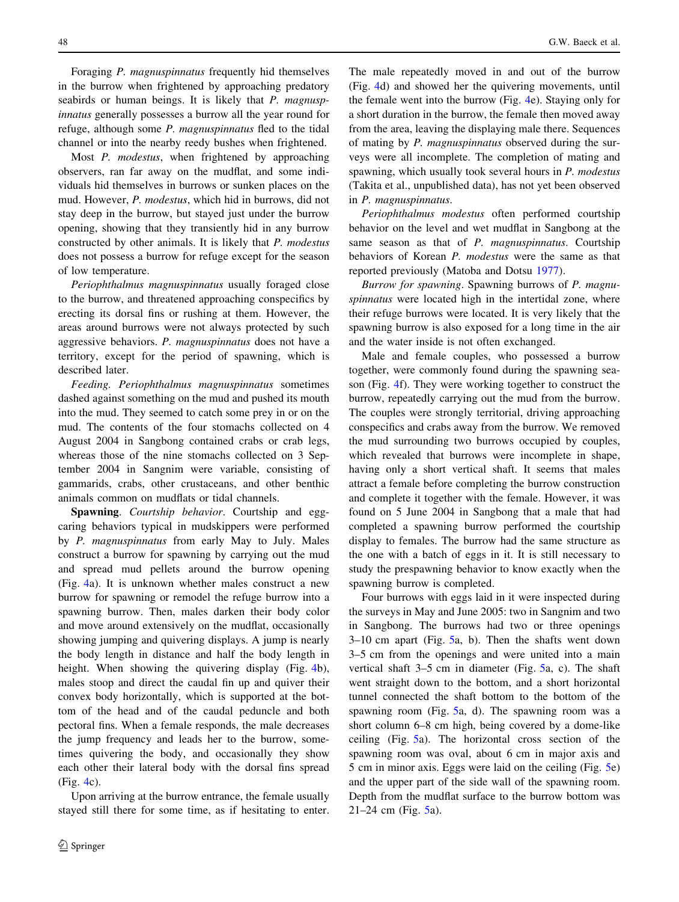Foraging *P. magnuspinnatus* frequently hid themselves in the burrow when frightened by approaching predatory seabirds or human beings. It is likely that *P. magnuspinnatus* generally possesses a burrow all the year round for refuge, although some *P. magnuspinnatus* fled to the tidal channel or into the nearby reedy bushes when frightened.

Most *P. modestus*, when frightened by approaching observers, ran far away on the mudflat, and some individuals hid themselves in burrows or sunken places on the mud. However, *P. modestus*, which hid in burrows, did not stay deep in the burrow, but stayed just under the burrow opening, showing that they transiently hid in any burrow constructed by other animals. It is likely that *P. modestus* does not possess a burrow for refuge except for the season of low temperature.

*Periophthalmus magnuspinnatus* usually foraged close to the burrow, and threatened approaching conspecifics by erecting its dorsal fins or rushing at them. However, the areas around burrows were not always protected by such aggressive behaviors. *P. magnuspinnatus* does not have a territory, except for the period of spawning, which is described later.

*Feeding*. *Periophthalmus magnuspinnatus* sometimes dashed against something on the mud and pushed its mouth into the mud. They seemed to catch some prey in or on the mud. The contents of the four stomachs collected on 4 August 2004 in Sangbong contained crabs or crab legs, whereas those of the nine stomachs collected on 3 September 2004 in Sangnim were variable, consisting of gammarids, crabs, other crustaceans, and other benthic animals common on mudflats or tidal channels.

**Spawning**. *Courtship behavior*. Courtship and egg-caring behaviors typical in mudskippers were performed by *P. magnuspinnatus* from early May to July. Males construct a burrow for spawning by carrying out the mud and spread mud pellets around the burrow opening (Fig. 4a). It is unknown whether males construct a new burrow for spawning or remodel the refuge burrow into a spawning burrow. Then, males darken their body color and move around extensively on the mudflat, occasionally showing jumping and quivering displays. A jump is nearly the body length in distance and half the body length in height. When showing the quivering display (Fig. 4b), males stoop and direct the caudal fin up and quiver their convex body horizontally, which is supported at the bottom of the head and of the caudal peduncle and both pectoral fins. When a female responds, the male decreases the jump frequency and leads her to the burrow, sometimes quivering the body, and occasionally they show each other their lateral body with the dorsal fins spread (Fig. 4c).

Upon arriving at the burrow entrance, the female usually stayed still there for some time, as if hesitating to enter. The male repeatedly moved in and out of the burrow (Fig. 4d) and showed her the quivering movements, until the female went into the burrow (Fig. 4e). Staying only for a short duration in the burrow, the female then moved away from the area, leaving the displaying male there. Sequences of mating by *P. magnuspinnatus* observed during the surveys were all incomplete. The completion of mating and spawning, which usually took several hours in *P. modestus* (Takita et al., unpublished data), has not yet been observed in *P. magnuspinnatus*.

*Periophthalmus modestus* often performed courtship behavior on the level and wet mudflat in Sangbong at the same season as that of *P. magnuspinnatus*. Courtship behaviors of Korean *P. modestus* were the same as that reported previously (Matoba and Dotsu 1977).

*Burrow for spawning*. Spawning burrows of *P. magnuspinnatus* were located high in the intertidal zone, where their refuge burrows were located. It is very likely that the spawning burrow is also exposed for a long time in the air and the water inside is not often exchanged.

Male and female couples, who possessed a burrow together, were commonly found during the spawning season (Fig. 4f). They were working together to construct the burrow, repeatedly carrying out the mud from the burrow. The couples were strongly territorial, driving approaching conspecifics and crabs away from the burrow. We removed the mud surrounding two burrows occupied by couples, which revealed that burrows were incomplete in shape, having only a short vertical shaft. It seems that males attract a female before completing the burrow construction and complete it together with the female. However, it was found on 5 June 2004 in Sangbong that a male that had completed a spawning burrow performed the courtship display to females. The burrow had the same structure as the one with a batch of eggs in it. It is still necessary to study the prespawning behavior to know exactly when the spawning burrow is completed.

Four burrows with eggs laid in it were inspected during the surveys in May and June 2005: two in Sangnim and two in Sangbong. The burrows had two or three openings 3–10 cm apart (Fig. 5a, b). Then the shafts went down 3–5 cm from the openings and were united into a main vertical shaft 3–5 cm in diameter (Fig. 5a, c). The shaft went straight down to the bottom, and a short horizontal tunnel connected the shaft bottom to the bottom of the spawning room (Fig. 5a, d). The spawning room was a short column 6–8 cm high, being covered by a dome-like ceiling (Fig. 5a). The horizontal cross section of the spawning room was oval, about 6 cm in major axis and 5 cm in minor axis. Eggs were laid on the ceiling (Fig. 5e) and the upper part of the side wall of the spawning room. Depth from the mudflat surface to the burrow bottom was 21–24 cm (Fig. 5a).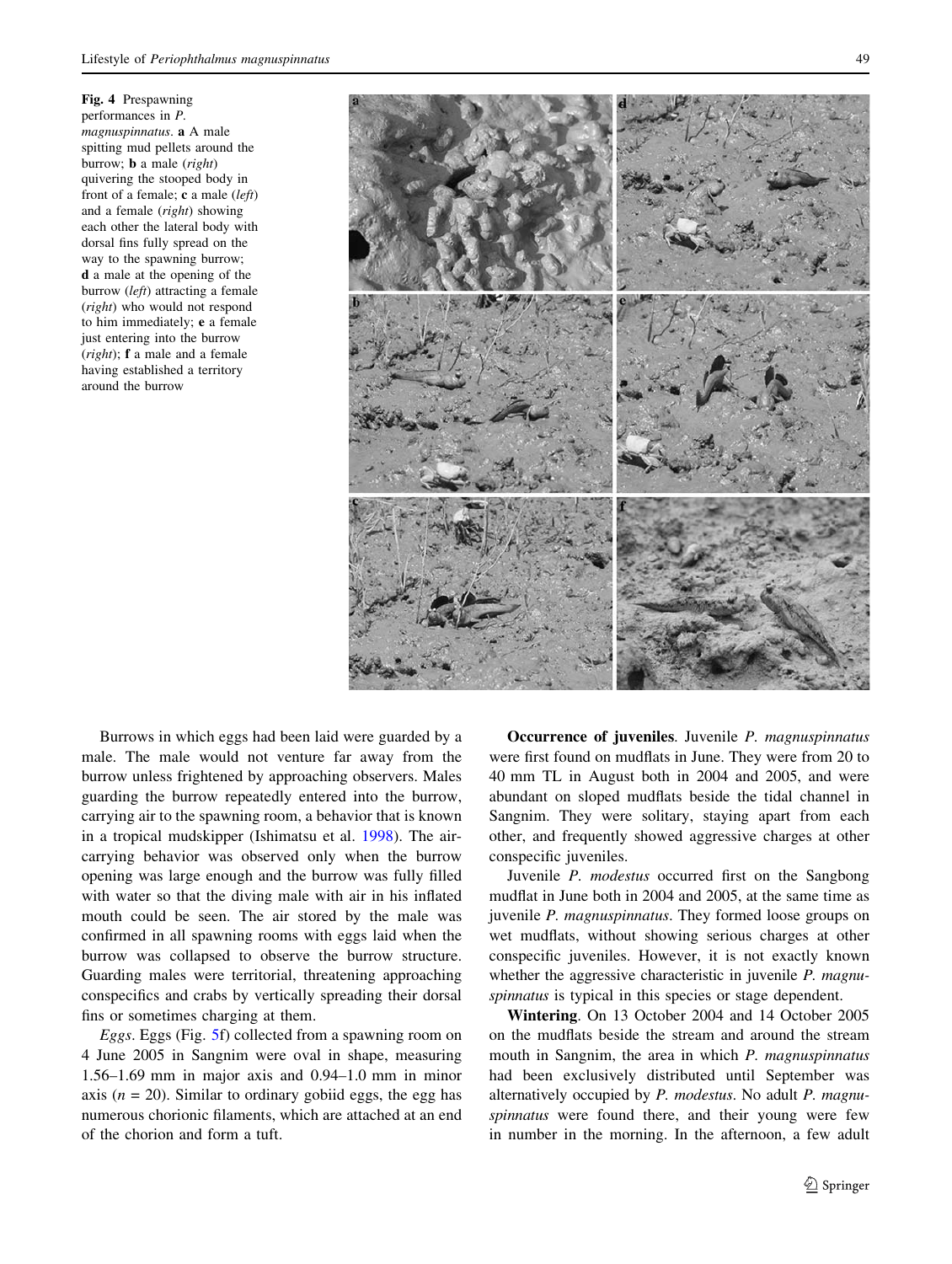**Fig. 4** Prespawning performances in *P. magnuspinnatus*. **a** A male spitting mud pellets around the burrow; **b** a male (*right*) quivering the stooped body in front of a female; **c** a male (*left*) and a female (*right*) showing each other the lateral body with dorsal fins fully spread on the way to the spawning burrow; **d** a male at the opening of the burrow (*left*) attracting a female (*right*) who would not respond to him immediately; **e** a female just entering into the burrow (*right*); **f** a male and a female having established a territory around the burrow

Burrows in which eggs had been laid were guarded by a male. The male would not venture far away from the burrow unless frightened by approaching observers. Males guarding the burrow repeatedly entered into the burrow, carrying air to the spawning room, a behavior that is known in a tropical mudskipper (Ishimatsu et al. 1998). The air-carrying behavior was observed only when the burrow opening was large enough and the burrow was fully filled with water so that the diving male with air in his inflated mouth could be seen. The air stored by the male was confirmed in all spawning rooms with eggs laid when the burrow was collapsed to observe the burrow structure. Guarding males were territorial, threatening approaching conspecifics and crabs by vertically spreading their dorsal fins or sometimes charging at them.

*Eggs*. Eggs (Fig. 5f) collected from a spawning room on 4 June 2005 in Sangnim were oval in shape, measuring 1.56–1.69 mm in major axis and 0.94–1.0 mm in minor axis ($n = 20$). Similar to ordinary gobiid eggs, the egg has numerous chorionic filaments, which are attached at an end of the chorion and form a tuft.

**Occurrence of juveniles**. Juvenile *P. magnuspinnatus* were first found on mudflats in June. They were from 20 to 40 mm TL in August both in 2004 and 2005, and were abundant on sloped mudflats beside the tidal channel in Sangnim. They were solitary, staying apart from each other, and frequently showed aggressive charges at other conspecific juveniles.

Juvenile *P. modestus* occurred first on the Sangbong mudflat in June both in 2004 and 2005, at the same time as juvenile *P. magnuspinnatus*. They formed loose groups on wet mudflats, without showing serious charges at other conspecific juveniles. However, it is not exactly known whether the aggressive characteristic in juvenile *P. magnuspinnatus* is typical in this species or stage dependent.

**Wintering**. On 13 October 2004 and 14 October 2005 on the mudflats beside the stream and around the stream mouth in Sangnim, the area in which *P. magnuspinnatus* had been exclusively distributed until September was alternatively occupied by *P. modestus*. No adult *P. magnuspinnatus* were found there, and their young were few in number in the morning. In the afternoon, a few adult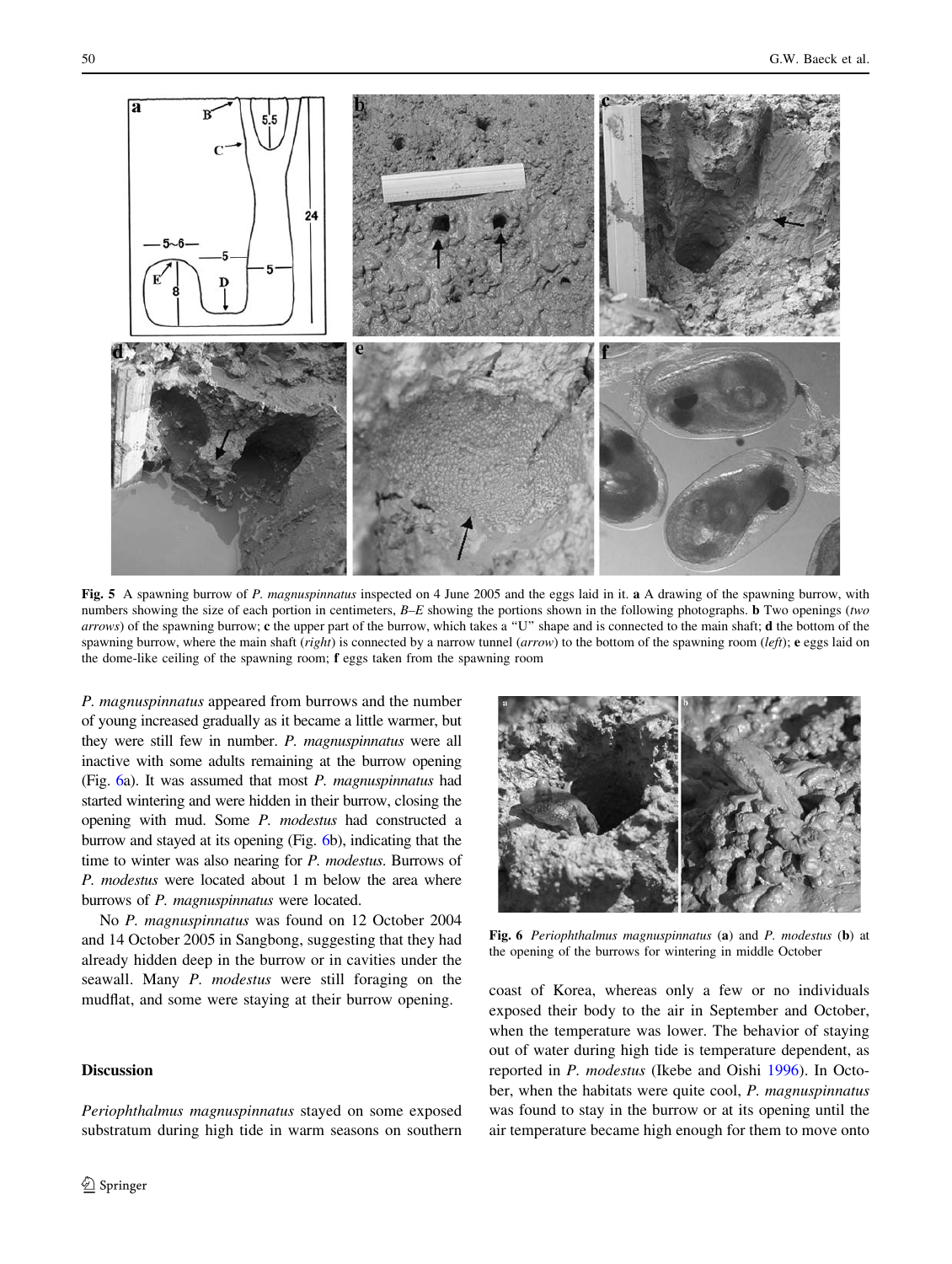**Fig. 5** A spawning burrow of *P. magnuspinnatus* inspected on 4 June 2005 and the eggs laid in it. **a** A drawing of the spawning burrow, with numbers showing the size of each portion in centimeters, *B–E* showing the portions shown in the following photographs. **b** Two openings (*two arrows*) of the spawning burrow; **c** the upper part of the burrow, which takes a "U" shape and is connected to the main shaft; **d** the bottom of the spawning burrow, where the main shaft (*right*) is connected by a narrow tunnel (*arrow*) to the bottom of the spawning room (*left*); **e** eggs laid on the dome-like ceiling of the spawning room; **f** eggs taken from the spawning room

*P. magnuspinnatus* appeared from burrows and the number of young increased gradually as it became a little warmer, but they were still few in number. *P. magnuspinnatus* were all inactive with some adults remaining at the burrow opening (Fig. 6a). It was assumed that most *P. magnuspinnatus* had started wintering and were hidden in their burrow, closing the opening with mud. Some *P. modestus* had constructed a burrow and stayed at its opening (Fig. 6b), indicating that the time to winter was also nearing for *P. modestus*. Burrows of *P. modestus* were located about 1 m below the area where burrows of *P. magnuspinnatus* were located.

No *P. magnuspinnatus* was found on 12 October 2004 and 14 October 2005 in Sangbong, suggesting that they had already hidden deep in the burrow or in cavities under the seawall. Many *P. modestus* were still foraging on the mudflat, and some were staying at their burrow opening.

**Fig. 6** *Periophthalmus magnuspinnatus* (**a**) and *P. modestus* (**b**) at the opening of the burrows for wintering in middle October

## Discussion

*Periophthalmus magnuspinnatus* stayed on some exposed substratum during high tide in warm seasons on southern coast of Korea, whereas only a few or no individuals exposed their body to the air in September and October, when the temperature was lower. The behavior of staying out of water during high tide is temperature dependent, as reported in *P. modestus* (Ikebe and Oishi 1996). In October, when the habitats were quite cool, *P. magnuspinnatus* was found to stay in the burrow or at its opening until the air temperature became high enough for them to move onto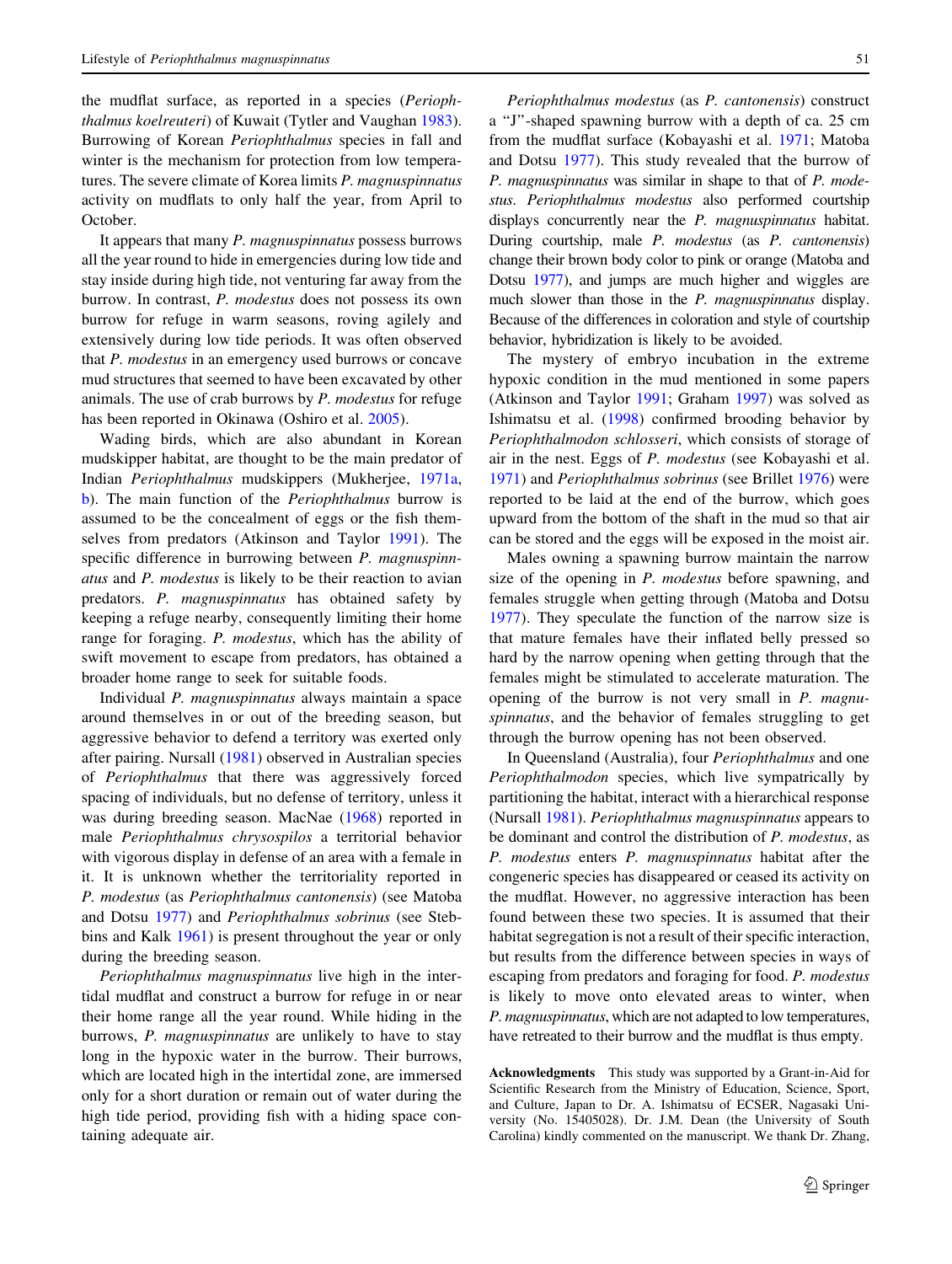the mudflat surface, as reported in a species (*Periophthalmus koelreuteri*) of Kuwait (Tytler and Vaughan 1983). Burrowing of Korean *Periophthalmus* species in fall and winter is the mechanism for protection from low temperatures. The severe climate of Korea limits *P. magnuspinnatus* activity on mudflats to only half the year, from April to October.

It appears that many *P. magnuspinnatus* possess burrows all the year round to hide in emergencies during low tide and stay inside during high tide, not venturing far away from the burrow. In contrast, *P. modestus* does not possess its own burrow for refuge in warm seasons, roving agilely and extensively during low tide periods. It was often observed that *P. modestus* in an emergency used burrows or concave mud structures that seemed to have been excavated by other animals. The use of crab burrows by *P. modestus* for refuge has been reported in Okinawa (Oshiro et al. 2005).

Wading birds, which are also abundant in Korean mudskipper habitat, are thought to be the main predator of Indian *Periophthalmus* mudskippers (Mukherjee, 1971a, b). The main function of the *Periophthalmus* burrow is assumed to be the concealment of eggs or the fish themselves from predators (Atkinson and Taylor 1991). The specific difference in burrowing between *P. magnuspinnatus* and *P. modestus* is likely to be their reaction to avian predators. *P. magnuspinnatus* has obtained safety by keeping a refuge nearby, consequently limiting their home range for foraging. *P. modestus*, which has the ability of swift movement to escape from predators, has obtained a broader home range to seek for suitable foods.

Individual *P. magnuspinnatus* always maintain a space around themselves in or out of the breeding season, but aggressive behavior to defend a territory was exerted only after pairing. Nursall (1981) observed in Australian species of *Periophthalmus* that there was aggressively forced spacing of individuals, but no defense of territory, unless it was during breeding season. MacNae (1968) reported in male *Periophthalmus chrysospilos* a territorial behavior with vigorous display in defense of an area with a female in it. It is unknown whether the territoriality reported in *P. modestus* (as *Periophthalmus cantonensis*) (see Matoba and Dotsu 1977) and *Periophthalmus sobrinus* (see Stebbins and Kalk 1961) is present throughout the year or only during the breeding season.

*Periophthalmus magnuspinnatus* live high in the intertidal mudflat and construct a burrow for refuge in or near their home range all the year round. While hiding in the burrows, *P. magnuspinnatus* are unlikely to have to stay long in the hypoxic water in the burrow. Their burrows, which are located high in the intertidal zone, are immersed only for a short duration or remain out of water during the high tide period, providing fish with a hiding space containing adequate air.

*Periophthalmus modestus* (as *P. cantonensis*) construct a "J"-shaped spawning burrow with a depth of ca. 25 cm from the mudflat surface (Kobayashi et al. 1971; Matoba and Dotsu 1977). This study revealed that the burrow of *P. magnuspinnatus* was similar in shape to that of *P. modestus*. *Periophthalmus modestus* also performed courtship displays concurrently near the *P. magnuspinnatus* habitat. During courtship, male *P. modestus* (as *P. cantonensis*) change their brown body color to pink or orange (Matoba and Dotsu 1977), and jumps are much higher and wiggles are much slower than those in the *P. magnuspinnatus* display. Because of the differences in coloration and style of courtship behavior, hybridization is likely to be avoided.

The mystery of embryo incubation in the extreme hypoxic condition in the mud mentioned in some papers (Atkinson and Taylor 1991; Graham 1997) was solved as Ishimatsu et al. (1998) confirmed brooding behavior by *Periophthalmodon schlosseri*, which consists of storage of air in the nest. Eggs of *P. modestus* (see Kobayashi et al. 1971) and *Periophthalmus sobrinus* (see Brillet 1976) were reported to be laid at the end of the burrow, which goes upward from the bottom of the shaft in the mud so that air can be stored and the eggs will be exposed in the moist air.

Males owning a spawning burrow maintain the narrow size of the opening in *P. modestus* before spawning, and females struggle when getting through (Matoba and Dotsu 1977). They speculate the function of the narrow size is that mature females have their inflated belly pressed so hard by the narrow opening when getting through that the females might be stimulated to accelerate maturation. The opening of the burrow is not very small in *P. magnuspinnatus*, and the behavior of females struggling to get through the burrow opening has not been observed.

In Queensland (Australia), four *Periophthalmus* and one *Periophthalmodon* species, which live sympatrically by partitioning the habitat, interact with a hierarchical response (Nursall 1981). *Periophthalmus magnuspinnatus* appears to be dominant and control the distribution of *P. modestus*, as *P. modestus* enters *P. magnuspinnatus* habitat after the congeneric species has disappeared or ceased its activity on the mudflat. However, no aggressive interaction has been found between these two species. It is assumed that their habitat segregation is not a result of their specific interaction, but results from the difference between species in ways of escaping from predators and foraging for food. *P. modestus* is likely to move onto elevated areas to winter, when *P. magnuspinnatus*, which are not adapted to low temperatures, have retreated to their burrow and the mudflat is thus empty.

**Acknowledgments** This study was supported by a Grant-in-Aid for Scientific Research from the Ministry of Education, Science, Sport, and Culture, Japan to Dr. A. Ishimatsu of ECSER, Nagasaki University (No. 15405028). Dr. J.M. Dean (the University of South Carolina) kindly commented on the manuscript. We thank Dr. Zhang,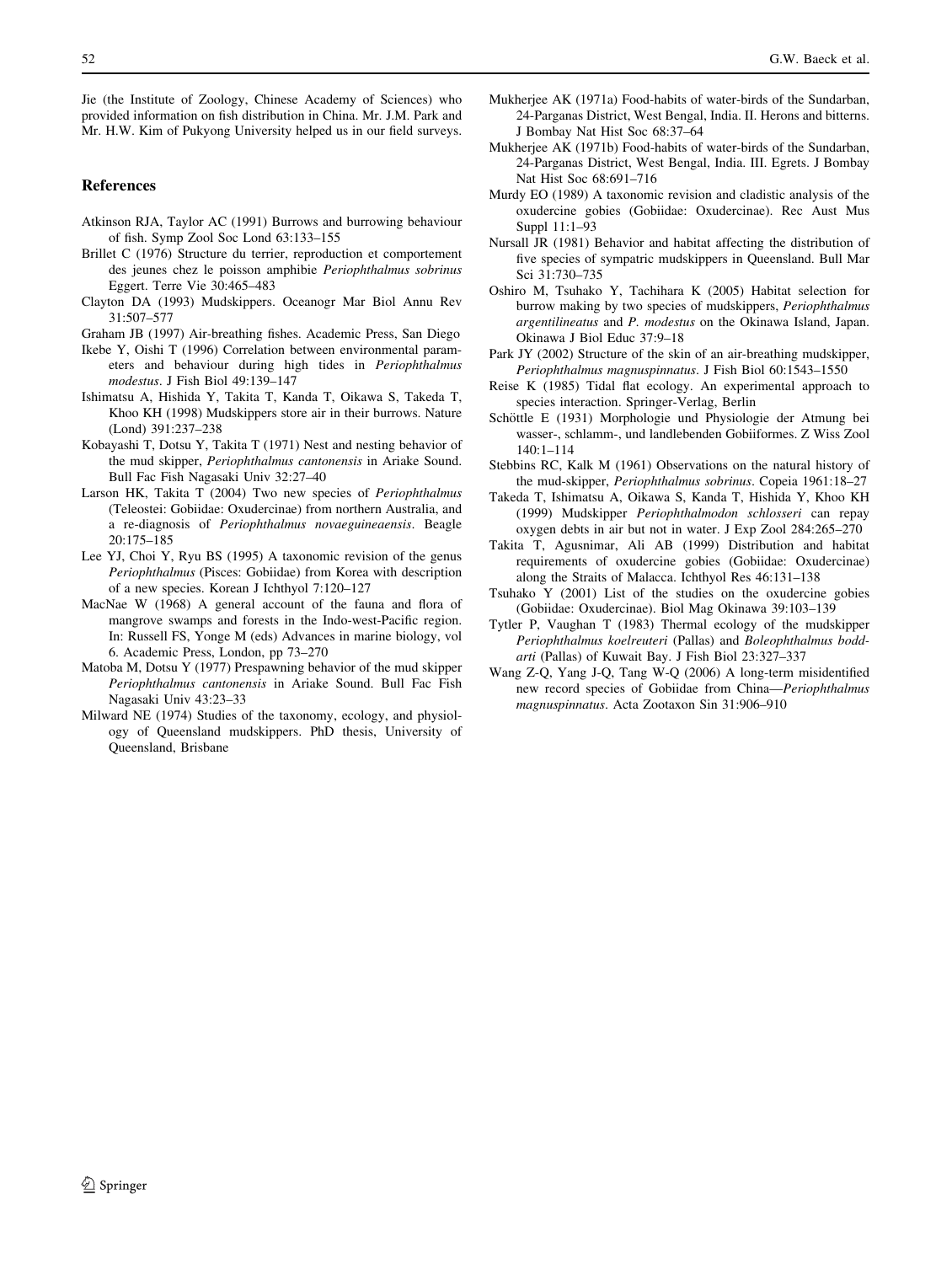Jie (the Institute of Zoology, Chinese Academy of Sciences) who provided information on fish distribution in China. Mr. J.M. Park and Mr. H.W. Kim of Pukyong University helped us in our field surveys.

## References

Atkinson RJA, Taylor AC (1991) Burrows and burrowing behaviour of fish. Symp Zool Soc Lond 63:133–155

Brillet C (1976) Structure du terrier, reproduction et comportement des jeunes chez le poisson amphibie *Periophthalmus sobrinus* Eggert. Terre Vie 30:465–483

Clayton DA (1993) Mudskippers. Oceanogr Mar Biol Annu Rev 31:507–577

Graham JB (1997) Air-breathing fishes. Academic Press, San Diego

Ikebe Y, Oishi T (1996) Correlation between environmental parameters and behaviour during high tides in *Periophthalmus modestus*. J Fish Biol 49:139–147

Ishimatsu A, Hishida Y, Takita T, Kanda T, Oikawa S, Takeda T, Khoo KH (1998) Mudskippers store air in their burrows. Nature (Lond) 391:237–238

Kobayashi T, Dotsu Y, Takita T (1971) Nest and nesting behavior of the mud skipper, *Periophthalmus cantonensis* in Ariake Sound. Bull Fac Fish Nagasaki Univ 32:27–40

Larson HK, Takita T (2004) Two new species of *Periophthalmus* (Teleostei: Gobiidae: Oxudercinae) from northern Australia, and a re-diagnosis of *Periophthalmus novaeguineaensis*. Beagle 20:175–185

Lee YJ, Choi Y, Ryu BS (1995) A taxonomic revision of the genus *Periophthalmus* (Pisces: Gobiidae) from Korea with description of a new species. Korean J Ichthyol 7:120–127

MacNae W (1968) A general account of the fauna and flora of mangrove swamps and forests in the Indo-west-Pacific region. In: Russell FS, Yonge M (eds) Advances in marine biology, vol 6. Academic Press, London, pp 73–270

Matoba M, Dotsu Y (1977) Prespawning behavior of the mud skipper *Periophthalmus cantonensis* in Ariake Sound. Bull Fac Fish Nagasaki Univ 43:23–33

Milward NE (1974) Studies of the taxonomy, ecology, and physiology of Queensland mudskippers. PhD thesis, University of Queensland, Brisbane

Mukherjee AK (1971a) Food-habits of water-birds of the Sundarban, 24-Parganas District, West Bengal, India. II. Herons and bitterns. J Bombay Nat Hist Soc 68:37–64

Mukherjee AK (1971b) Food-habits of water-birds of the Sundarban, 24-Parganas District, West Bengal, India. III. Egrets. J Bombay Nat Hist Soc 68:691–716

Murdy EO (1989) A taxonomic revision and cladistic analysis of the oxudercine gobies (Gobiidae: Oxudercinae). Rec Aust Mus Suppl 11:1–93

Nursall JR (1981) Behavior and habitat affecting the distribution of five species of sympatric mudskippers in Queensland. Bull Mar Sci 31:730–735

Oshiro M, Tsuhako Y, Tachihara K (2005) Habitat selection for burrow making by two species of mudskippers, *Periophthalmus argentilineatus* and *P. modestus* on the Okinawa Island, Japan. Okinawa J Biol Educ 37:9–18

Park JY (2002) Structure of the skin of an air-breathing mudskipper, *Periophthalmus magnuspinnatus*. J Fish Biol 60:1543–1550

Reise K (1985) Tidal flat ecology. An experimental approach to species interaction. Springer-Verlag, Berlin

Schöttle E (1931) Morphologie und Physiologie der Atmung bei wasser-, schlamm-, und landlebenden Gobiiformes. Z Wiss Zool 140:1–114

Stebbins RC, Kalk M (1961) Observations on the natural history of the mud-skipper, *Periophthalmus sobrinus*. Copeia 1961:18–27

Takeda T, Ishimatsu A, Oikawa S, Kanda T, Hishida Y, Khoo KH (1999) Mudskipper *Periophthalmodon schlosseri* can repay oxygen debts in air but not in water. J Exp Zool 284:265–270

Takita T, Agusnimar, Ali AB (1999) Distribution and habitat requirements of oxudercine gobies (Gobiidae: Oxudercinae) along the Straits of Malacca. Ichthyol Res 46:131–138

Tsuhako Y (2001) List of the studies on the oxudercine gobies (Gobiidae: Oxudercinae). Biol Mag Okinawa 39:103–139

Tytler P, Vaughan T (1983) Thermal ecology of the mudskipper *Periophthalmus koelreuteri* (Pallas) and *Boleophthalmus boddarti* (Pallas) of Kuwait Bay. J Fish Biol 23:327–337

Wang Z-Q, Yang J-Q, Tang W-Q (2006) A long-term misidentified new record species of Gobiidae from China—*Periophthalmus magnuspinnatus*. Acta Zootaxon Sin 31:906–910